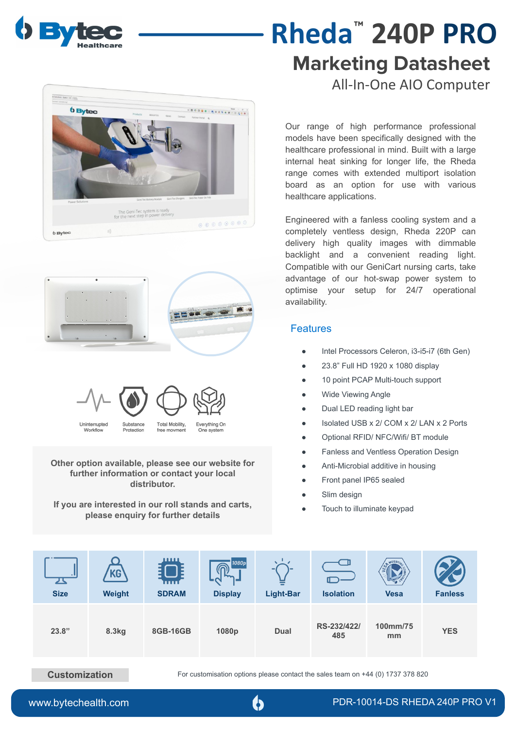# Rheda™ 240P PRO

## Marketing Datasheet

All-In-One AIO Computer

Our range of high performance professional models have been specifically designed with the healthcare professional in mind. Built with a large internal heat sinking for longer life, the Rheda range comes with extended multiport isolation board as an option for use with various healthcare applications.

Engineered with a fanless cooling system and a completely ventless design, Rheda 220P can delivery high quality images with dimmable backlight and a convenient reading light. Compatible with our GeniCart nursing carts, take advantage of our hot-swap power system to optimise your setup for 24/7 operational availability.

Uninterrupted Workflow | Substance Protection | Total Mobility, free movment | Everything On One system

### Features

- Intel Processors Celeron, i3-i5-i7 (6th Gen)
- 23.8" Full HD 1920 x 1080 display
- 10 point PCAP Multi-touch support
- Wide Viewing Angle
- Dual LED reading light bar
- Isolated USB x 2/ COM x 2/ LAN x 2 Ports
- Optional RFID/ NFC/Wifi/ BT module
- Fanless and Ventless Operation Design
- Anti-Microbial additive in housing
- Front panel IP65 sealed
- Slim design
- Touch to illuminate keypad

**Other option available, please see our website for further information or contact your local distributor.**

**If you are interested in our roll stands and carts, please enquiry for further details**

| Size | Weight | SDRAM | Display | Light-Bar | Isolation | Vesa | Fanless |
|---|---|---|---|---|---|---|---|
| 23.8" | 8.3kg | 8GB-16GB | 1080p | Dual | RS-232/422/485 | 100mm/75 mm | YES |

**Customization**

For customisation options please contact the sales team on +44 (0) 1737 378 820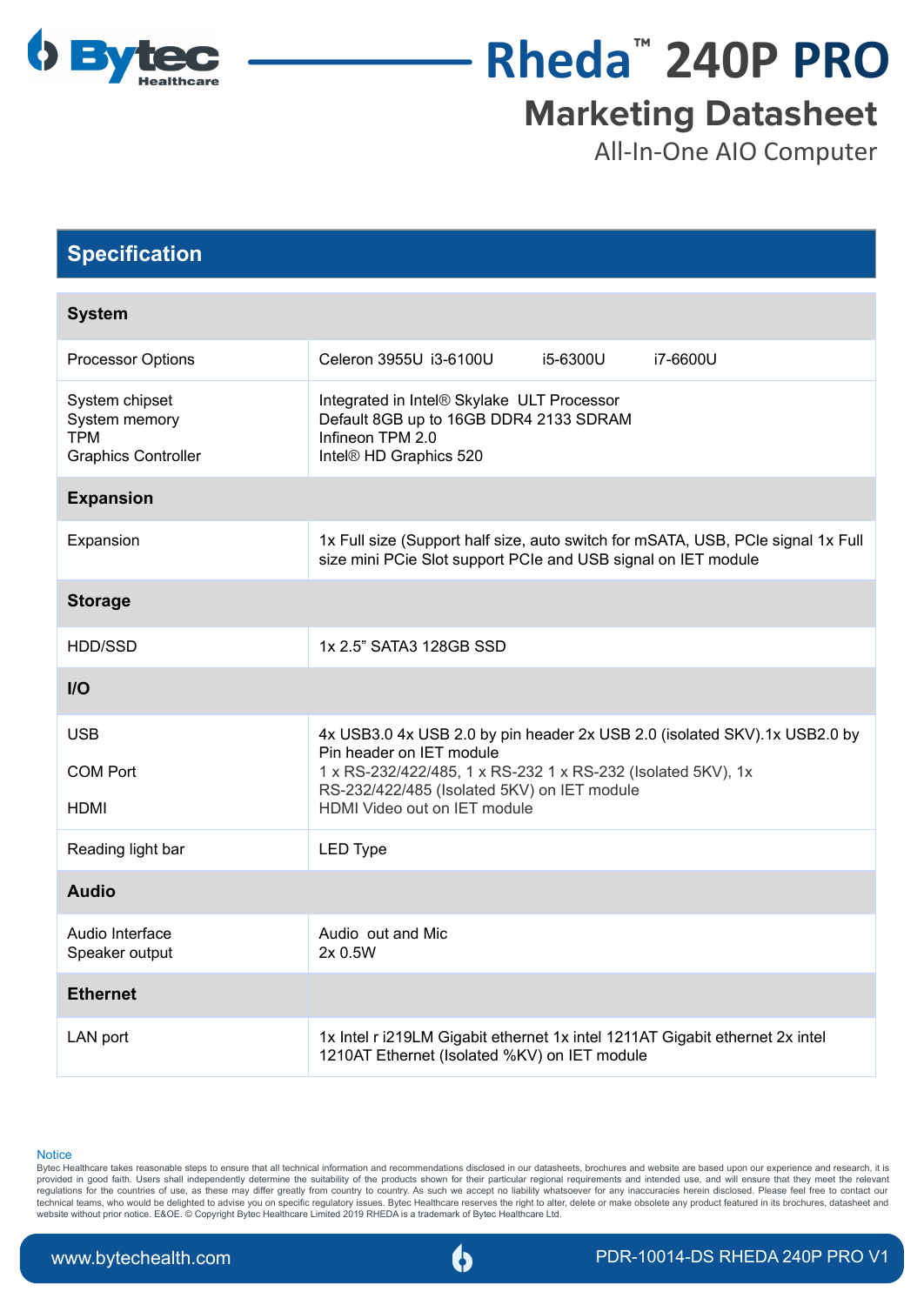# Rheda™ 240P PRO

## Marketing Datasheet

All-In-One AIO Computer

## Specification

| System | |
|---|---|
| Processor Options | Celeron 3955U i3-6100U i5-6300U i7-6600U |
| System chipset<br>System memory<br>TPM<br>Graphics Controller | Integrated in Intel® Skylake ULT Processor<br>Default 8GB up to 16GB DDR4 2133 SDRAM<br>Infineon TPM 2.0<br>Intel® HD Graphics 520 |
| **Expansion** | |
| Expansion | 1x Full size (Support half size, auto switch for mSATA, USB, PCIe signal 1x Full size mini PCie Slot support PCIe and USB signal on IET module |
| **Storage** | |
| HDD/SSD | 1x 2.5" SATA3 128GB SSD |
| **I/O** | |
| USB<br>COM Port<br>HDMI | 4x USB3.0 4x USB 2.0 by pin header 2x USB 2.0 (isolated SKV).1x USB2.0 by Pin header on IET module<br>1 x RS-232/422/485, 1 x RS-232 1 x RS-232 (Isolated 5KV), 1x RS-232/422/485 (Isolated 5KV) on IET module<br>HDMI Video out on IET module |
| Reading light bar | LED Type |
| **Audio** | |
| Audio Interface<br>Speaker output | Audio out and Mic<br>2x 0.5W |
| **Ethernet** | |
| LAN port | 1x Intel r i219LM Gigabit ethernet 1x intel 1211AT Gigabit ethernet 2x intel 1210AT Ethernet (Isolated %KV) on IET module |

Notice

Bytec Healthcare takes reasonable steps to ensure that all technical information and recommendations disclosed in our datasheets, brochures and website are based upon our experience and research, it is provided in good faith. Users shall independently determine the suitability of the products shown for their particular regional requirements and intended use, and will ensure that they meet the relevant regulations for the countries of use, as these may differ greatly from country to country. As such we accept no liability whatsoever for any inaccuracies herein disclosed. Please feel free to contact our technical teams, who would be delighted to advise you on specific regulatory issues. Bytec Healthcare reserves the right to alter, delete or make obsolete any product featured in its brochures, datasheet and website without prior notice. E&OE. © Copyright Bytec Healthcare Limited 2019 RHEDA is a trademark of Bytec Healthcare Ltd.

www.bytechealth.com PDR-10014-DS RHEDA 240P PRO V1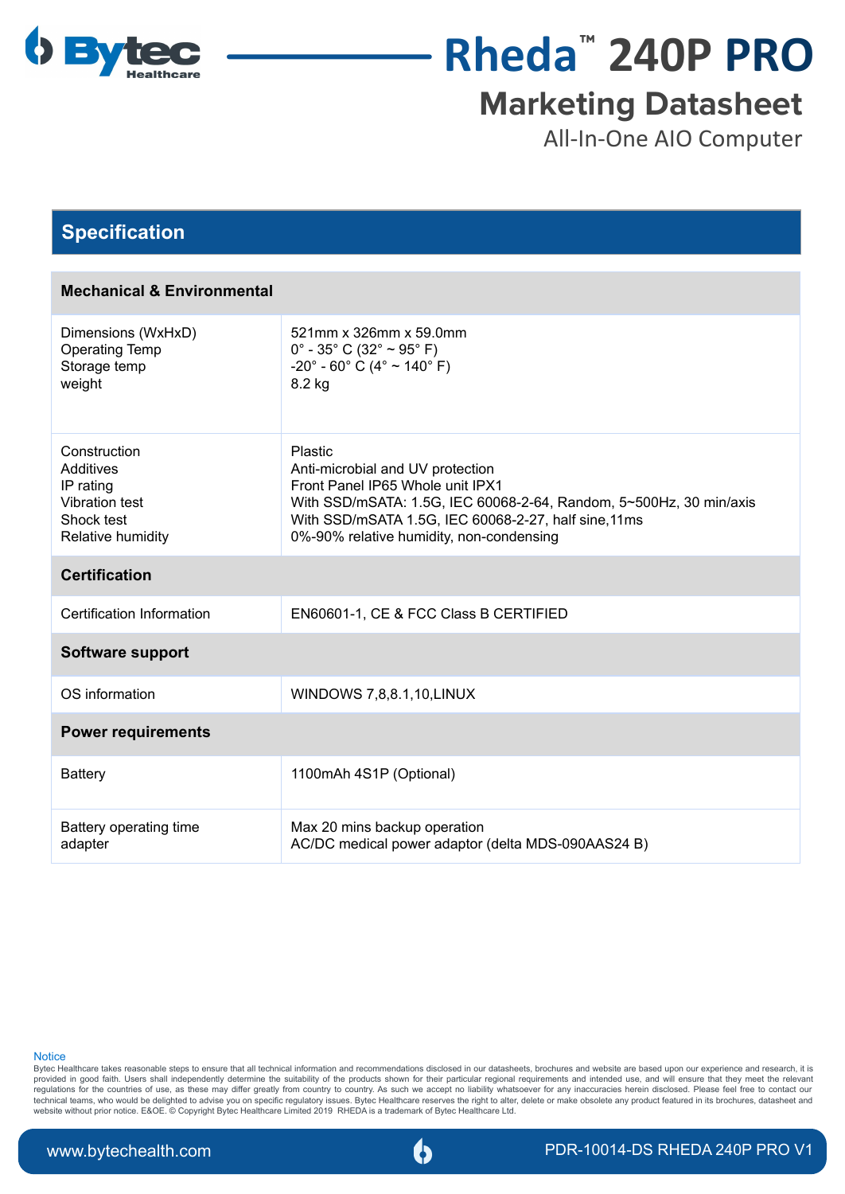# Rheda™ 240P PRO

## Marketing Datasheet

All-In-One AIO Computer

## Specification

| Mechanical & Environmental | |
|---|---|
| Dimensions (WxHxD)<br>Operating Temp<br>Storage temp<br>weight | 521mm x 326mm x 59.0mm<br>0° - 35° C (32° ~ 95° F)<br>-20° - 60° C (4° ~ 140° F)<br>8.2 kg |
| Construction<br>Additives<br>IP rating<br>Vibration test<br>Shock test<br>Relative humidity | Plastic<br>Anti-microbial and UV protection<br>Front Panel IP65 Whole unit IPX1<br>With SSD/mSATA: 1.5G, IEC 60068-2-64, Random, 5~500Hz, 30 min/axis<br>With SSD/mSATA 1.5G, IEC 60068-2-27, half sine,11ms<br>0%-90% relative humidity, non-condensing |
| **Certification** | |
| Certification Information | EN60601-1, CE & FCC Class B CERTIFIED |
| **Software support** | |
| OS information | WINDOWS 7,8,8.1,10,LINUX |
| **Power requirements** | |
| Battery | 1100mAh 4S1P (Optional) |
| Battery operating time<br>adapter | Max 20 mins backup operation<br>AC/DC medical power adaptor (delta MDS-090AAS24 B) |

**Notice**

Bytec Healthcare takes reasonable steps to ensure that all technical information and recommendations disclosed in our datasheets, brochures and website are based upon our experience and research, it is provided in good faith. Users shall independently determine the suitability of the products shown for their particular regional requirements and intended use, and will ensure that they meet the relevant regulations for the countries of use, as these may differ greatly from country to country. As such we accept no liability whatsoever for any inaccuracies herein disclosed. Please feel free to contact our technical teams, who would be delighted to advise you on specific regulatory issues. Bytec Healthcare reserves the right to alter, delete or make obsolete any product featured in its brochures, datasheet and website without prior notice. E&OE. © Copyright Bytec Healthcare Limited 2019 RHEDA is a trademark of Bytec Healthcare Ltd.

www.bytechealth.com PDR-10014-DS RHEDA 240P PRO V1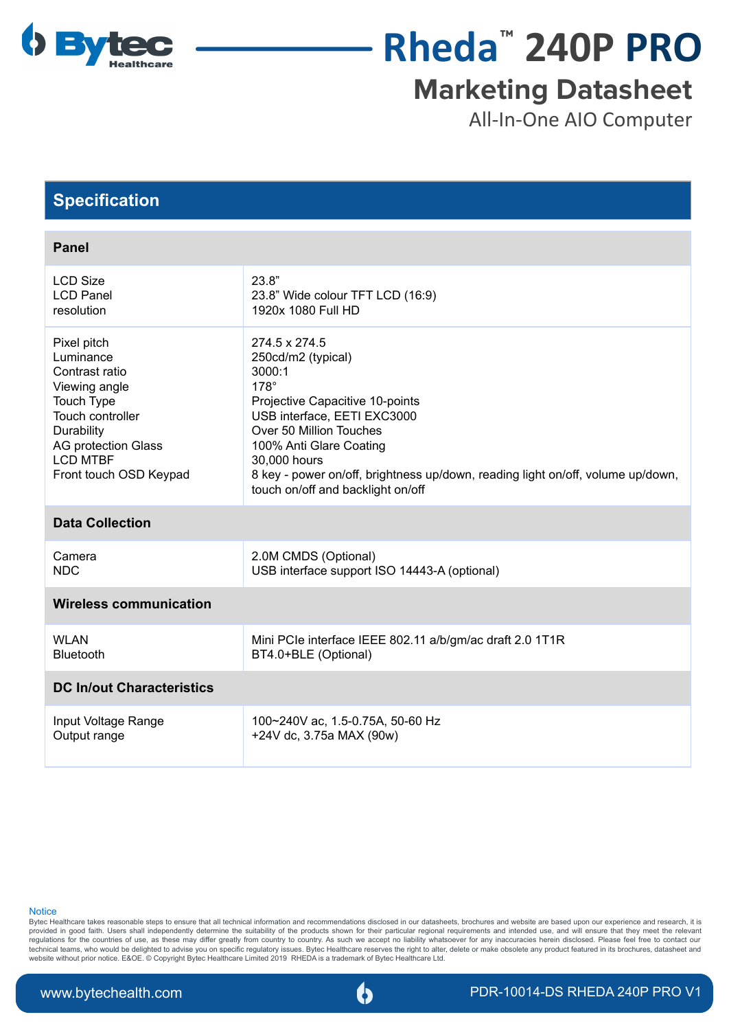# Rheda™ 240P PRO

## Marketing Datasheet

All-In-One AIO Computer

## Specification

| | |
|---|---|
| **Panel** | |
| LCD Size<br>LCD Panel<br>resolution | 23.8”<br>23.8” Wide colour TFT LCD (16:9)<br>1920x 1080 Full HD |
| Pixel pitch<br>Luminance<br>Contrast ratio<br>Viewing angle<br>Touch Type<br>Touch controller<br>Durability<br>AG protection Glass<br>LCD MTBF<br>Front touch OSD Keypad | 274.5 x 274.5<br>250cd/m2 (typical)<br>3000:1<br>178°<br>Projective Capacitive 10-points<br>USB interface, EETI EXC3000<br>Over 50 Million Touches<br>100% Anti Glare Coating<br>30,000 hours<br>8 key - power on/off, brightness up/down, reading light on/off, volume up/down, touch on/off and backlight on/off |
| **Data Collection** | |
| Camera<br>NDC | 2.0M CMDS (Optional)<br>USB interface support ISO 14443-A (optional) |
| **Wireless communication** | |
| WLAN<br>Bluetooth | Mini PCIe interface IEEE 802.11 a/b/gm/ac draft 2.0 1T1R<br>BT4.0+BLE (Optional) |
| **DC In/out Characteristics** | |
| Input Voltage Range<br>Output range | 100~240V ac, 1.5-0.75A, 50-60 Hz<br>+24V dc, 3.75a MAX (90w) |

Notice

Bytec Healthcare takes reasonable steps to ensure that all technical information and recommendations disclosed in our datasheets, brochures and website are based upon our experience and research, it is provided in good faith. Users shall independently determine the suitability of the products shown for their particular regional requirements and intended use, and will ensure that they meet the relevant regulations for the countries of use, as these may differ greatly from country to country. As such we accept no liability whatsoever for any inaccuracies herein disclosed. Please feel free to contact our technical teams, who would be delighted to advise you on specific regulatory issues. Bytec Healthcare reserves the right to alter, delete or make obsolete any product featured in its brochures, datasheet and website without prior notice. E&OE. © Copyright Bytec Healthcare Limited 2019 RHEDA is a trademark of Bytec Healthcare Ltd.

www.bytechealth.com PDR-10014-DS RHEDA 240P PRO V1